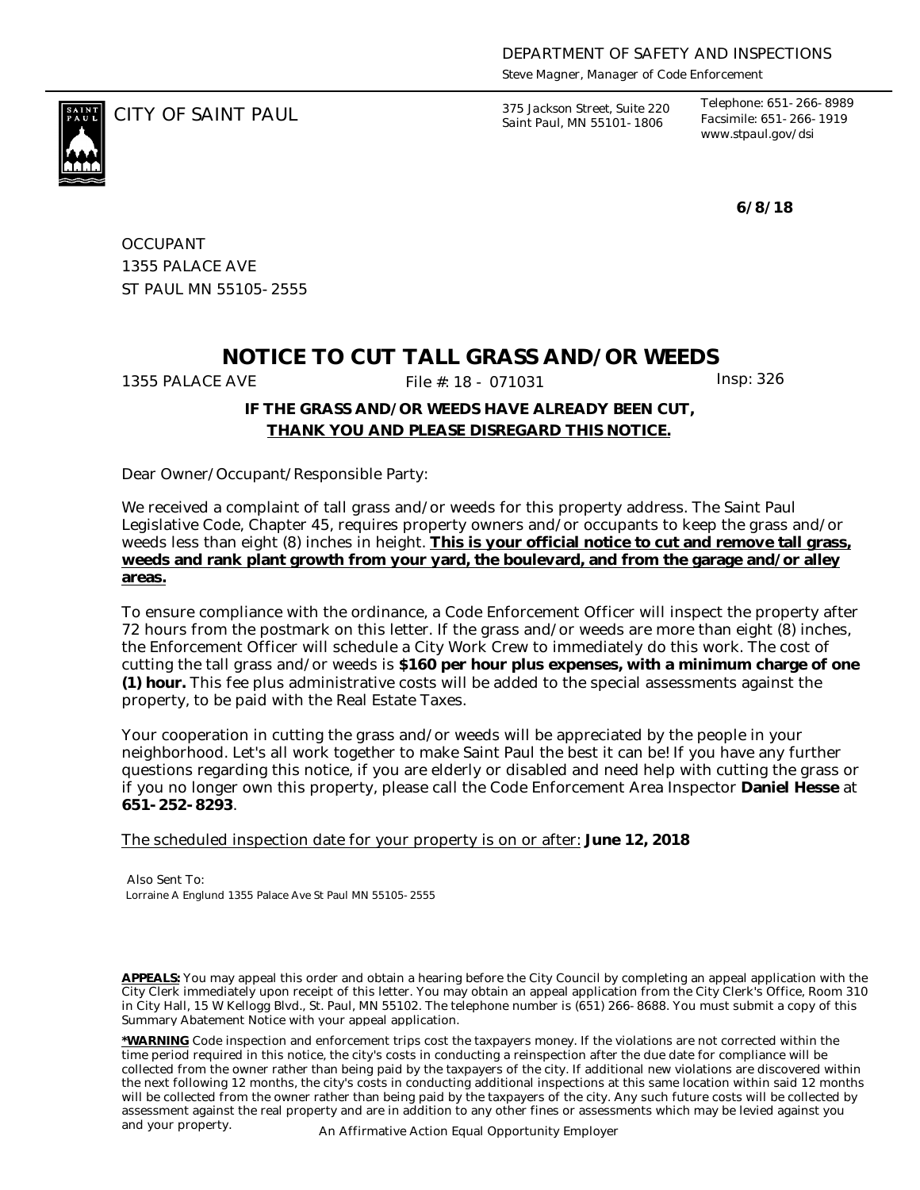DEPARTMENT OF SAFETY AND INSPECTIONS
*Steve Magner, Manager of Code Enforcement*

CITY OF SAINT PAUL

375 Jackson Street, Suite 220
Saint Paul, MN 55101-1806

Telephone: 651-266-8989
Facsimile: 651-266-1919
www.stpaul.gov/dsi

**6/8/18**

OCCUPANT
1355 PALACE AVE
ST PAUL MN 55105-2555

# NOTICE TO CUT TALL GRASS AND/OR WEEDS

1355 PALACE AVE    File #: 18 - 071031    Insp: 326

**IF THE GRASS AND/OR WEEDS HAVE ALREADY BEEN CUT,**
**<u>THANK YOU AND PLEASE DISREGARD THIS NOTICE.</u>**

Dear Owner/Occupant/Responsible Party:

We received a complaint of tall grass and/or weeds for this property address. The Saint Paul Legislative Code, Chapter 45, requires property owners and/or occupants to keep the grass and/or weeds less than eight (8) inches in height. **<u>This is your official notice to cut and remove tall grass, weeds and rank plant growth from your yard, the boulevard, and from the garage and/or alley areas.</u>**

To ensure compliance with the ordinance, a Code Enforcement Officer will inspect the property after 72 hours from the postmark on this letter. If the grass and/or weeds are more than eight (8) inches, the Enforcement Officer will schedule a City Work Crew to immediately do this work. The cost of cutting the tall grass and/or weeds is **$160 per hour plus expenses, with a minimum charge of one (1) hour.** This fee plus administrative costs will be added to the special assessments against the property, to be paid with the Real Estate Taxes.

Your cooperation in cutting the grass and/or weeds will be appreciated by the people in your neighborhood. Let's all work together to make Saint Paul the best it can be! If you have any further questions regarding this notice, if you are elderly or disabled and need help with cutting the grass or if you no longer own this property, please call the Code Enforcement Area Inspector **Daniel Hesse** at **651-252-8293**.

<u>The scheduled inspection date for your property is on or after:</u> **June 12, 2018**

Also Sent To:
Lorraine A Englund 1355 Palace Ave St Paul MN 55105-2555

**<u>APPEALS:</u>** You may appeal this order and obtain a hearing before the City Council by completing an appeal application with the City Clerk immediately upon receipt of this letter. You may obtain an appeal application from the City Clerk's Office, Room 310 in City Hall, 15 W Kellogg Blvd., St. Paul, MN 55102. The telephone number is (651) 266-8688. You must submit a copy of this Summary Abatement Notice with your appeal application.

**<u>*WARNING</u>** Code inspection and enforcement trips cost the taxpayers money. If the violations are not corrected within the time period required in this notice, the city's costs in conducting a reinspection after the due date for compliance will be collected from the owner rather than being paid by the taxpayers of the city. If additional new violations are discovered within the next following 12 months, the city's costs in conducting additional inspections at this same location within said 12 months will be collected from the owner rather than being paid by the taxpayers of the city. Any such future costs will be collected by assessment against the real property and are in addition to any other fines or assessments which may be levied against you and your property.

An Affirmative Action Equal Opportunity Employer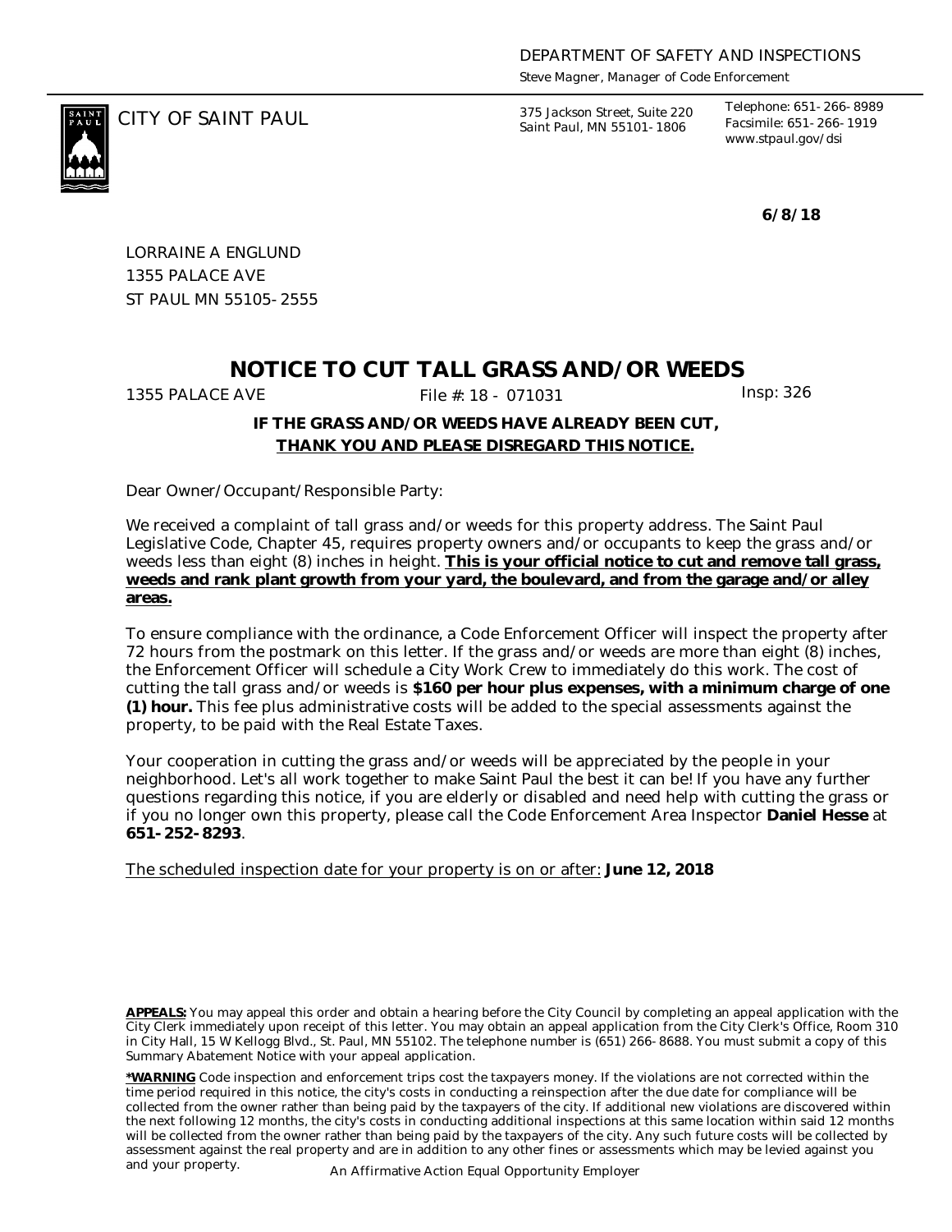DEPARTMENT OF SAFETY AND INSPECTIONS
*Steve Magner, Manager of Code Enforcement*

CITY OF SAINT PAUL

375 Jackson Street, Suite 220
Saint Paul, MN 55101-1806

Telephone: 651-266-8989
Facsimile: 651-266-1919
www.stpaul.gov/dsi

**6/8/18**

LORRAINE A ENGLUND
1355 PALACE AVE
ST PAUL MN 55105-2555

# NOTICE TO CUT TALL GRASS AND/OR WEEDS

1355 PALACE AVE File #: 18 - 071031 Insp: 326

**IF THE GRASS AND/OR WEEDS HAVE ALREADY BEEN CUT,**
**<u>THANK YOU AND PLEASE DISREGARD THIS NOTICE.</u>**

Dear Owner/Occupant/Responsible Party:

We received a complaint of tall grass and/or weeds for this property address. The Saint Paul Legislative Code, Chapter 45, requires property owners and/or occupants to keep the grass and/or weeds less than eight (8) inches in height. **<u>This is your official notice to cut and remove tall grass, weeds and rank plant growth from your yard, the boulevard, and from the garage and/or alley areas.</u>**

To ensure compliance with the ordinance, a Code Enforcement Officer will inspect the property after 72 hours from the postmark on this letter. If the grass and/or weeds are more than eight (8) inches, the Enforcement Officer will schedule a City Work Crew to immediately do this work. The cost of cutting the tall grass and/or weeds is **$160 per hour plus expenses, with a minimum charge of one (1) hour.** This fee plus administrative costs will be added to the special assessments against the property, to be paid with the Real Estate Taxes.

Your cooperation in cutting the grass and/or weeds will be appreciated by the people in your neighborhood. Let's all work together to make Saint Paul the best it can be! If you have any further questions regarding this notice, if you are elderly or disabled and need help with cutting the grass or if you no longer own this property, please call the Code Enforcement Area Inspector **Daniel Hesse** at **651-252-8293**.

<u>The scheduled inspection date for your property is on or after:</u> **June 12, 2018**

**<u>APPEALS:</u>** You may appeal this order and obtain a hearing before the City Council by completing an appeal application with the City Clerk immediately upon receipt of this letter. You may obtain an appeal application from the City Clerk's Office, Room 310 in City Hall, 15 W Kellogg Blvd., St. Paul, MN 55102. The telephone number is (651) 266-8688. You must submit a copy of this Summary Abatement Notice with your appeal application.

**<u>*WARNING</u>** Code inspection and enforcement trips cost the taxpayers money. If the violations are not corrected within the time period required in this notice, the city's costs in conducting a reinspection after the due date for compliance will be collected from the owner rather than being paid by the taxpayers of the city. If additional new violations are discovered within the next following 12 months, the city's costs in conducting additional inspections at this same location within said 12 months will be collected from the owner rather than being paid by the taxpayers of the city. Any such future costs will be collected by assessment against the real property and are in addition to any other fines or assessments which may be levied against you and your property.

An Affirmative Action Equal Opportunity Employer